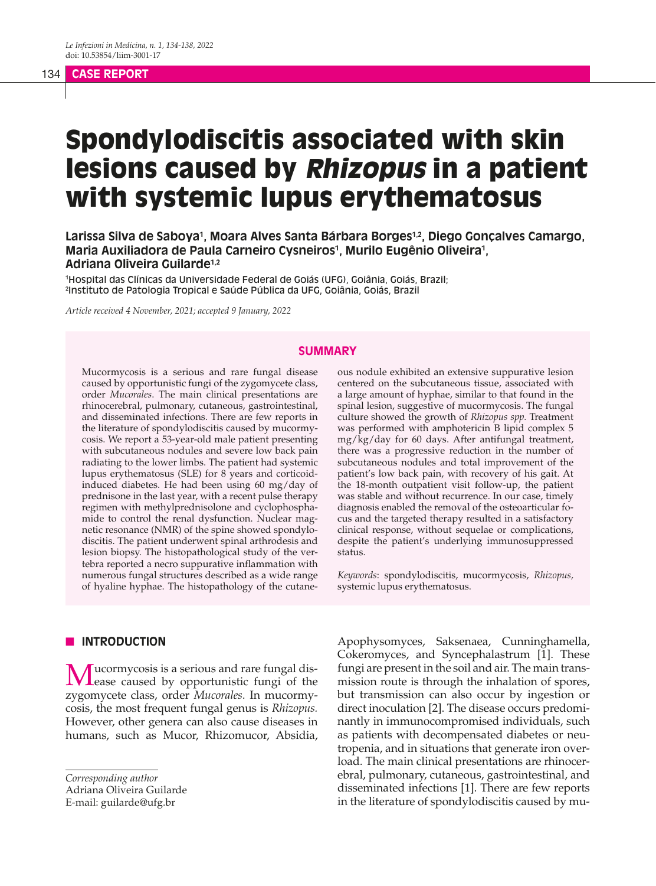CASE REPORT

# Spondylodiscitis associated with skin lesions caused by *Rhizopus* in a patient with systemic lupus erythematosus

**Larissa Silva de Saboya[1], Moara Alves Santa Bárbara Borges[1,2], Diego Gonçalves Camargo, Maria Auxiliadora de Paula Carneiro Cysneiros[1], Murilo Eugênio Oliveira[1], Adriana Oliveira Guilarde[1,2]**

[1]Hospital das Clínicas da Universidade Federal de Goiás (UFG), Goiânia, Goiás, Brazil;
[2]Instituto de Patologia Tropical e Saúde Pública da UFG, Goiânia, Goiás, Brazil

*Article received 4 November, 2021; accepted 9 January, 2022*

## SUMMARY

Mucormycosis is a serious and rare fungal disease caused by opportunistic fungi of the zygomycete class, order *Mucorales*. The main clinical presentations are rhinocerebral, pulmonary, cutaneous, gastrointestinal, and disseminated infections. There are few reports in the literature of spondylodiscitis caused by mucormycosis. We report a 53-year-old male patient presenting with subcutaneous nodules and severe low back pain radiating to the lower limbs. The patient had systemic lupus erythematosus (SLE) for 8 years and corticoid-induced diabetes. He had been using 60 mg/day of prednisone in the last year, with a recent pulse therapy regimen with methylprednisolone and cyclophosphamide to control the renal dysfunction. Nuclear magnetic resonance (NMR) of the spine showed spondylodiscitis. The patient underwent spinal arthrodesis and lesion biopsy. The histopathological study of the vertebra reported a necro suppurative inflammation with numerous fungal structures described as a wide range of hyaline hyphae. The histopathology of the cutaneous nodule exhibited an extensive suppurative lesion centered on the subcutaneous tissue, associated with a large amount of hyphae, similar to that found in the spinal lesion, suggestive of mucormycosis. The fungal culture showed the growth of *Rhizopus spp.* Treatment was performed with amphotericin B lipid complex 5 mg/kg/day for 60 days. After antifungal treatment, there was a progressive reduction in the number of subcutaneous nodules and total improvement of the patient's low back pain, with recovery of his gait. At the 18-month outpatient visit follow-up, the patient was stable and without recurrence. In our case, timely diagnosis enabled the removal of the osteoarticular focus and the targeted therapy resulted in a satisfactory clinical response, without sequelae or complications, despite the patient's underlying immunosuppressed status.

*Keywords*: spondylodiscitis, mucormycosis, *Rhizopus,* systemic lupus erythematosus.

## INTRODUCTION

Mucormycosis is a serious and rare fungal disease caused by opportunistic fungi of the zygomycete class, order *Mucorales*. In mucormycosis, the most frequent fungal genus is *Rhizopus.* However, other genera can also cause diseases in humans, such as Mucor, Rhizomucor, Absidia, Apophysomyces, Saksenaea, Cunninghamella, Cokeromyces, and Syncephalastrum [1]. These fungi are present in the soil and air. The main transmission route is through the inhalation of spores, but transmission can also occur by ingestion or direct inoculation [2]. The disease occurs predominantly in immunocompromised individuals, such as patients with decompensated diabetes or neutropenia, and in situations that generate iron overload. The main clinical presentations are rhinocerebral, pulmonary, cutaneous, gastrointestinal, and disseminated infections [1]. There are few reports in the literature of spondylodiscitis caused by mu-

*Corresponding author*
Adriana Oliveira Guilarde
E-mail: guilarde@ufg.br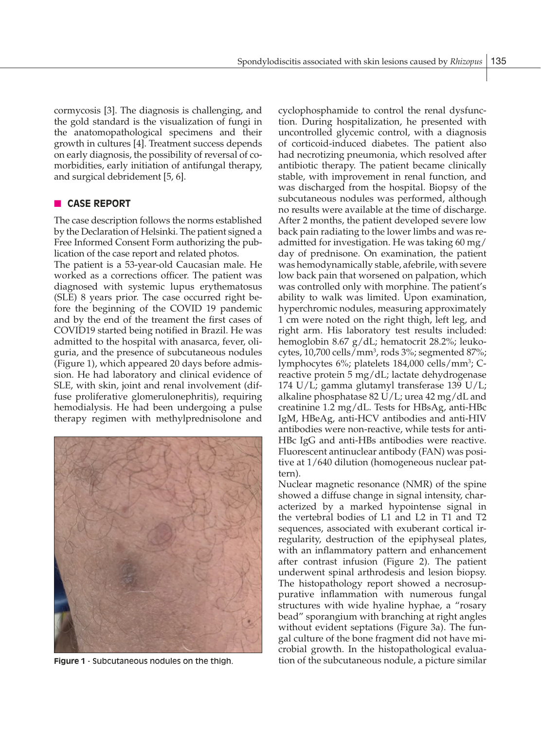cormycosis [3]. The diagnosis is challenging, and the gold standard is the visualization of fungi in the anatomopathological specimens and their growth in cultures [4]. Treatment success depends on early diagnosis, the possibility of reversal of comorbidities, early initiation of antifungal therapy, and surgical debridement [5, 6].

## CASE REPORT

The case description follows the norms established by the Declaration of Helsinki. The patient signed a Free Informed Consent Form authorizing the publication of the case report and related photos.

The patient is a 53-year-old Caucasian male. He worked as a corrections officer. The patient was diagnosed with systemic lupus erythematosus (SLE) 8 years prior. The case occurred right before the beginning of the COVID 19 pandemic and by the end of the treament the first cases of COVID19 started being notified in Brazil. He was admitted to the hospital with anasarca, fever, oliguria, and the presence of subcutaneous nodules (Figure 1), which appeared 20 days before admission. He had laboratory and clinical evidence of SLE, with skin, joint and renal involvement (diffuse proliferative glomerulonephritis), requiring hemodialysis. He had been undergoing a pulse therapy regimen with methylprednisolone and

**Figure 1** - Subcutaneous nodules on the thigh.

cyclophosphamide to control the renal dysfunction. During hospitalization, he presented with uncontrolled glycemic control, with a diagnosis of corticoid-induced diabetes. The patient also had necrotizing pneumonia, which resolved after antibiotic therapy. The patient became clinically stable, with improvement in renal function, and was discharged from the hospital. Biopsy of the subcutaneous nodules was performed, although no results were available at the time of discharge. After 2 months, the patient developed severe low back pain radiating to the lower limbs and was readmitted for investigation. He was taking 60 mg/day of prednisone. On examination, the patient was hemodynamically stable, afebrile, with severe low back pain that worsened on palpation, which was controlled only with morphine. The patient's ability to walk was limited. Upon examination, hyperchromic nodules, measuring approximately 1 cm were noted on the right thigh, left leg, and right arm. His laboratory test results included: hemoglobin 8.67 g/dL; hematocrit 28.2%; leukocytes, 10,700 cells/mm$^3$, rods 3%; segmented 87%; lymphocytes 6%; platelets 184,000 cells/mm$^3$; C-reactive protein 5 mg/dL; lactate dehydrogenase 174 U/L; gamma glutamyl transferase 139 U/L; alkaline phosphatase 82 U/L; urea 42 mg/dL and creatinine 1.2 mg/dL. Tests for HBsAg, anti-HBc IgM, HBeAg, anti-HCV antibodies and anti-HIV antibodies were non-reactive, while tests for anti-HBc IgG and anti-HBs antibodies were reactive. Fluorescent antinuclear antibody (FAN) was positive at 1/640 dilution (homogeneous nuclear pattern).

Nuclear magnetic resonance (NMR) of the spine showed a diffuse change in signal intensity, characterized by a marked hypointense signal in the vertebral bodies of L1 and L2 in T1 and T2 sequences, associated with exuberant cortical irregularity, destruction of the epiphyseal plates, with an inflammatory pattern and enhancement after contrast infusion (Figure 2). The patient underwent spinal arthrodesis and lesion biopsy. The histopathology report showed a necrosuppurative inflammation with numerous fungal structures with wide hyaline hyphae, a "rosary bead" sporangium with branching at right angles without evident septations (Figure 3a). The fungal culture of the bone fragment did not have microbial growth. In the histopathological evaluation of the subcutaneous nodule, a picture similar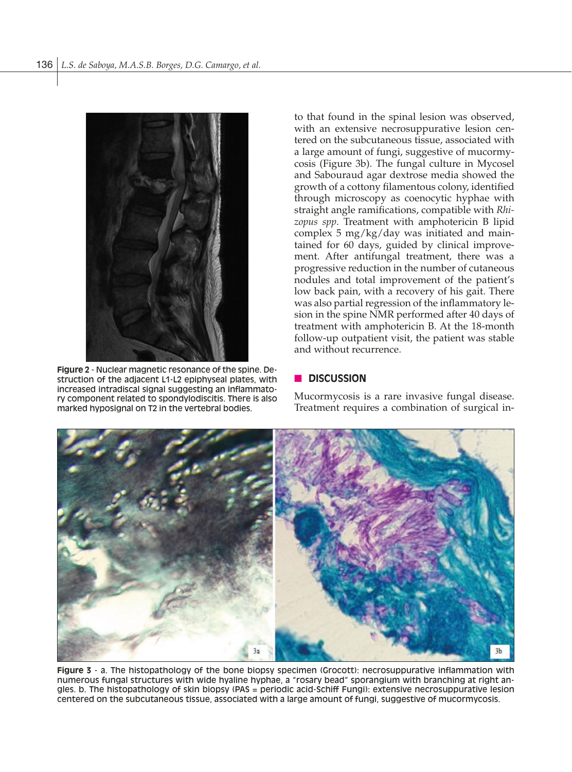Figure 2 - Nuclear magnetic resonance of the spine. Destruction of the adjacent L1-L2 epiphyseal plates, with increased intradiscal signal suggesting an inflammatory component related to spondylodiscitis. There is also marked hyposignal on T2 in the vertebral bodies.

to that found in the spinal lesion was observed, with an extensive necrosuppurative lesion centered on the subcutaneous tissue, associated with a large amount of fungi, suggestive of mucormycosis (Figure 3b). The fungal culture in Mycosel and Sabouraud agar dextrose media showed the growth of a cottony filamentous colony, identified through microscopy as coenocytic hyphae with straight angle ramifications, compatible with *Rhizopus spp*. Treatment with amphotericin B lipid complex 5 mg/kg/day was initiated and maintained for 60 days, guided by clinical improvement. After antifungal treatment, there was a progressive reduction in the number of cutaneous nodules and total improvement of the patient's low back pain, with a recovery of his gait. There was also partial regression of the inflammatory lesion in the spine NMR performed after 40 days of treatment with amphotericin B. At the 18-month follow-up outpatient visit, the patient was stable and without recurrence.

## DISCUSSION

Mucormycosis is a rare invasive fungal disease. Treatment requires a combination of surgical in-

Figure 3 - a. The histopathology of the bone biopsy specimen (Grocott): necrosuppurative inflammation with numerous fungal structures with wide hyaline hyphae, a "rosary bead" sporangium with branching at right angles. b. The histopathology of skin biopsy (PAS = periodic acid-Schiff Fungi): extensive necrosuppurative lesion centered on the subcutaneous tissue, associated with a large amount of fungi, suggestive of mucormycosis.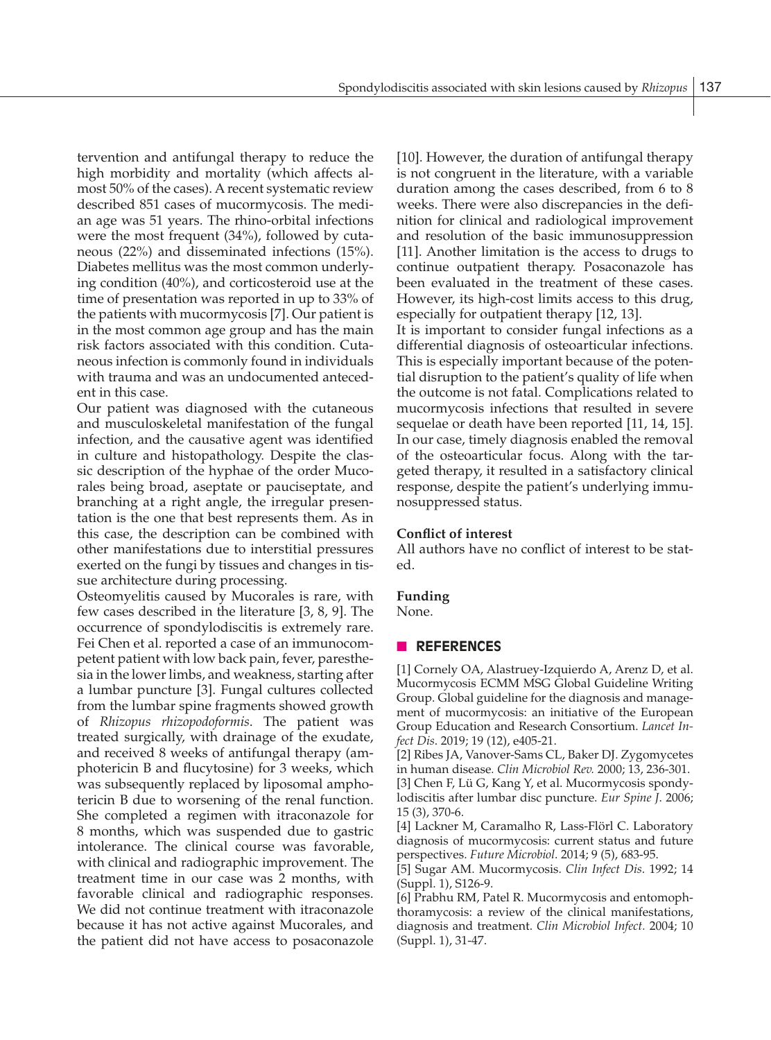tervention and antifungal therapy to reduce the high morbidity and mortality (which affects almost 50% of the cases). A recent systematic review described 851 cases of mucormycosis. The median age was 51 years. The rhino-orbital infections were the most frequent (34%), followed by cutaneous (22%) and disseminated infections (15%). Diabetes mellitus was the most common underlying condition (40%), and corticosteroid use at the time of presentation was reported in up to 33% of the patients with mucormycosis [7]. Our patient is in the most common age group and has the main risk factors associated with this condition. Cutaneous infection is commonly found in individuals with trauma and was an undocumented antecedent in this case.

Our patient was diagnosed with the cutaneous and musculoskeletal manifestation of the fungal infection, and the causative agent was identified in culture and histopathology. Despite the classic description of the hyphae of the order Mucorales being broad, aseptate or pauciseptate, and branching at a right angle, the irregular presentation is the one that best represents them. As in this case, the description can be combined with other manifestations due to interstitial pressures exerted on the fungi by tissues and changes in tissue architecture during processing.

Osteomyelitis caused by Mucorales is rare, with few cases described in the literature [3, 8, 9]. The occurrence of spondylodiscitis is extremely rare. Fei Chen et al. reported a case of an immunocompetent patient with low back pain, fever, paresthesia in the lower limbs, and weakness, starting after a lumbar puncture [3]. Fungal cultures collected from the lumbar spine fragments showed growth of *Rhizopus rhizopodoformis*. The patient was treated surgically, with drainage of the exudate, and received 8 weeks of antifungal therapy (amphotericin B and flucytosine) for 3 weeks, which was subsequently replaced by liposomal amphotericin B due to worsening of the renal function. She completed a regimen with itraconazole for 8 months, which was suspended due to gastric intolerance. The clinical course was favorable, with clinical and radiographic improvement. The treatment time in our case was 2 months, with favorable clinical and radiographic responses. We did not continue treatment with itraconazole because it has not active against Mucorales, and the patient did not have access to posaconazole [10]. However, the duration of antifungal therapy is not congruent in the literature, with a variable duration among the cases described, from 6 to 8 weeks. There were also discrepancies in the definition for clinical and radiological improvement and resolution of the basic immunosuppression [11]. Another limitation is the access to drugs to continue outpatient therapy. Posaconazole has been evaluated in the treatment of these cases. However, its high-cost limits access to this drug, especially for outpatient therapy [12, 13].

It is important to consider fungal infections as a differential diagnosis of osteoarticular infections. This is especially important because of the potential disruption to the patient's quality of life when the outcome is not fatal. Complications related to mucormycosis infections that resulted in severe sequelae or death have been reported [11, 14, 15]. In our case, timely diagnosis enabled the removal of the osteoarticular focus. Along with the targeted therapy, it resulted in a satisfactory clinical response, despite the patient's underlying immunosuppressed status.

**Conflict of interest**

All authors have no conflict of interest to be stated.

**Funding**

None.

## REFERENCES

[1] Cornely OA, Alastruey-Izquierdo A, Arenz D, et al. Mucormycosis ECMM MSG Global Guideline Writing Group. Global guideline for the diagnosis and management of mucormycosis: an initiative of the European Group Education and Research Consortium. *Lancet Infect Dis*. 2019; 19 (12), e405-21.

[2] Ribes JA, Vanover-Sams CL, Baker DJ. Zygomycetes in human disease. *Clin Microbiol Rev.* 2000; 13, 236-301.

[3] Chen F, Lü G, Kang Y, et al. Mucormycosis spondylodiscitis after lumbar disc puncture. *Eur Spine J*. 2006; 15 (3), 370-6.

[4] Lackner M, Caramalho R, Lass-Flörl C. Laboratory diagnosis of mucormycosis: current status and future perspectives. *Future Microbiol*. 2014; 9 (5), 683-95.

[5] Sugar AM. Mucormycosis. *Clin Infect Dis*. 1992; 14 (Suppl. 1), S126-9.

[6] Prabhu RM, Patel R. Mucormycosis and entomophthoramycosis: a review of the clinical manifestations, diagnosis and treatment. *Clin Microbiol Infect.* 2004; 10 (Suppl. 1), 31-47.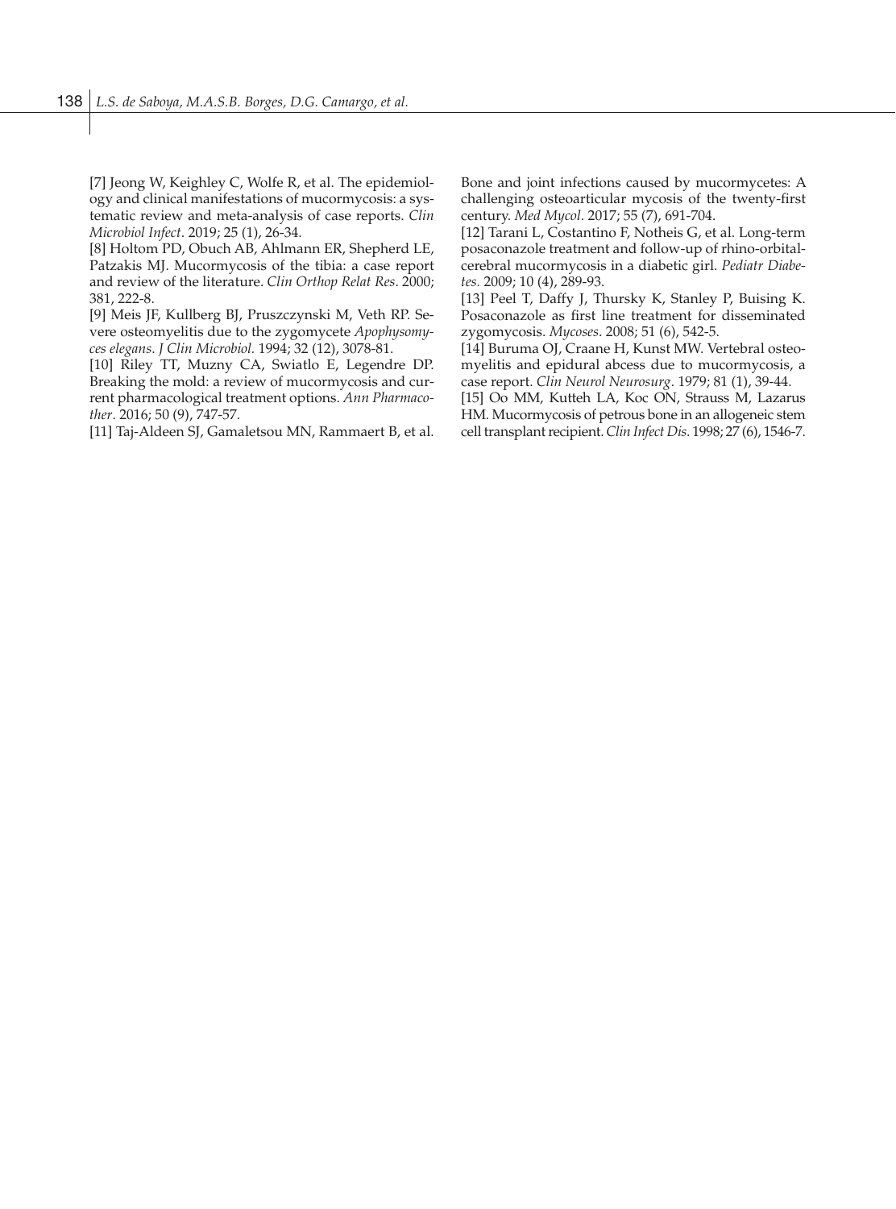[7] Jeong W, Keighley C, Wolfe R, et al. The epidemiology and clinical manifestations of mucormycosis: a systematic review and meta-analysis of case reports. *Clin Microbiol Infect*. 2019; 25 (1), 26-34.

[8] Holtom PD, Obuch AB, Ahlmann ER, Shepherd LE, Patzakis MJ. Mucormycosis of the tibia: a case report and review of the literature. *Clin Orthop Relat Res*. 2000; 381, 222-8.

[9] Meis JF, Kullberg BJ, Pruszczynski M, Veth RP. Severe osteomyelitis due to the zygomycete *Apophysomyces elegans*. *J Clin Microbiol.* 1994; 32 (12), 3078-81.

[10] Riley TT, Muzny CA, Swiatlo E, Legendre DP. Breaking the mold: a review of mucormycosis and current pharmacological treatment options. *Ann Pharmacother*. 2016; 50 (9), 747-57.

[11] Taj-Aldeen SJ, Gamaletsou MN, Rammaert B, et al. Bone and joint infections caused by mucormycetes: A challenging osteoarticular mycosis of the twenty-first century. *Med Mycol*. 2017; 55 (7), 691-704.

[12] Tarani L, Costantino F, Notheis G, et al. Long-term posaconazole treatment and follow-up of rhino-orbital-cerebral mucormycosis in a diabetic girl. *Pediatr Diabetes.* 2009; 10 (4), 289-93.

[13] Peel T, Daffy J, Thursky K, Stanley P, Buising K. Posaconazole as first line treatment for disseminated zygomycosis. *Mycoses*. 2008; 51 (6), 542-5.

[14] Buruma OJ, Craane H, Kunst MW. Vertebral osteomyelitis and epidural abcess due to mucormycosis, a case report. *Clin Neurol Neurosurg*. 1979; 81 (1), 39-44.

[15] Oo MM, Kutteh LA, Koc ON, Strauss M, Lazarus HM. Mucormycosis of petrous bone in an allogeneic stem cell transplant recipient. *Clin Infect Dis.* 1998; 27 (6), 1546-7.